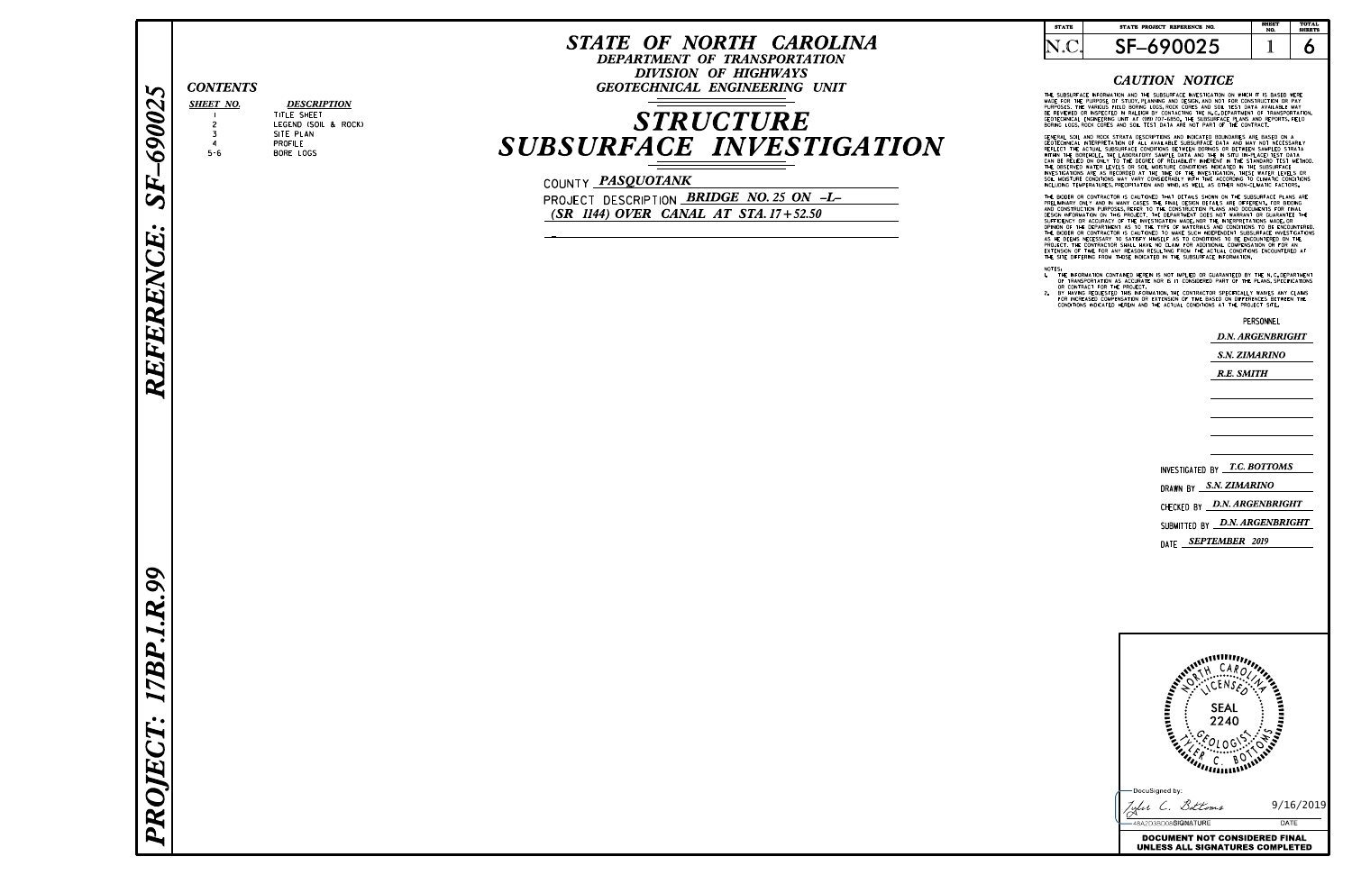**PROJECT: 17BP.1.R.99** **REFERENCE: SF-690025**

| STATE | STATE PROJECT REFERENCE NO. | SHEET NO. | TOTAL SHEETS |
|---|---|---|---|
| N.C. | SF-690025 | 1 | 6 |

# STATE OF NORTH CAROLINA
## DEPARTMENT OF TRANSPORTATION
### DIVISION OF HIGHWAYS
### GEOTECHNICAL ENGINEERING UNIT

# STRUCTURE SUBSURFACE INVESTIGATION

COUNTY ***PASQUOTANK***

PROJECT DESCRIPTION ***BRIDGE NO. 25 ON -L- (SR 1144) OVER CANAL AT STA. 17+52.50***

## CONTENTS

| SHEET NO. | DESCRIPTION |
|---|---|
| 1 | TITLE SHEET |
| 2 | LEGEND (SOIL & ROCK) |
| 3 | SITE PLAN |
| 4 | PROFILE |
| 5-6 | BORE LOGS |

## CAUTION NOTICE

THE SUBSURFACE INFORMATION AND THE SUBSURFACE INVESTIGATION ON WHICH IT IS BASED WERE MADE FOR THE PURPOSE OF STUDY, PLANNING AND DESIGN, AND NOT FOR CONSTRUCTION OR PAY PURPOSES. THE VARIOUS FIELD BORING LOGS, ROCK CORES AND SOIL TEST DATA AVAILABLE MAY BE REVIEWED OR INSPECTED IN RALEIGH BY CONTACTING THE N.C. DEPARTMENT OF TRANSPORTATION, GEOTECHNICAL ENGINEERING UNIT AT (919) 707-6850. THE SUBSURFACE PLANS AND REPORTS, FIELD BORING LOGS, ROCK CORES AND SOIL TEST DATA ARE NOT PART OF THE CONTRACT.

GENERAL SOIL AND ROCK STRATA DESCRIPTIONS AND INDICATED BOUNDARIES ARE BASED ON A GEOTECHNICAL INTERPRETATION OF ALL AVAILABLE SUBSURFACE DATA AND MAY NOT NECESSARILY REFLECT THE ACTUAL SUBSURFACE CONDITIONS BETWEEN BORINGS OR BETWEEN SAMPLED STRATA WITHIN THE BOREHOLE. THE LABORATORY SAMPLE DATA AND THE IN SITU (IN-PLACE) TEST DATA CAN BE RELIED ON ONLY TO THE DEGREE OF RELIABILITY INHERENT IN THE STANDARD TEST METHOD. THE OBSERVED WATER LEVELS OR SOIL MOISTURE CONDITIONS INDICATED IN THE SUBSURFACE INVESTIGATIONS ARE AS RECORDED AT THE TIME OF THE INVESTIGATION. THESE WATER LEVELS OR SOIL MOISTURE CONDITIONS MAY VARY CONSIDERABLY WITH TIME ACCORDING TO CLIMATIC CONDITIONS INCLUDING TEMPERATURES, PRECIPITATION AND WIND, AS WELL AS OTHER NON-CLIMATIC FACTORS.

THE BIDDER OR CONTRACTOR IS CAUTIONED THAT DETAILS SHOWN ON THE SUBSURFACE PLANS ARE PRELIMINARY ONLY AND IN MANY CASES THE FINAL DESIGN DETAILS ARE DIFFERENT. FOR BIDDING AND CONSTRUCTION PURPOSES, REFER TO THE CONSTRUCTION PLANS AND DOCUMENTS FOR FINAL DESIGN INFORMATION ON THIS PROJECT. THE DEPARTMENT DOES NOT WARRANT OR GUARANTEE THE SUFFICIENCY OR ACCURACY OF THE INVESTIGATION MADE, NOR THE INTERPRETATIONS MADE, OR OPINION OF THE DEPARTMENT AS TO THE TYPE OF MATERIALS AND CONDITIONS TO BE ENCOUNTERED. THE BIDDER OR CONTRACTOR IS CAUTIONED TO MAKE SUCH INDEPENDENT SUBSURFACE INVESTIGATIONS AS HE DEEMS NECESSARY TO SATISFY HIMSELF AS TO CONDITIONS TO BE ENCOUNTERED ON THE PROJECT. THE CONTRACTOR SHALL HAVE NO CLAIM FOR ADDITIONAL COMPENSATION OR FOR AN EXTENSION OF TIME FOR ANY REASON RESULTING FROM THE ACTUAL CONDITIONS ENCOUNTERED AT THE SITE DIFFERING FROM THOSE INDICATED IN THE SUBSURFACE INFORMATION.

NOTES:

1. THE INFORMATION CONTAINED HEREIN IS NOT IMPLIED OR GUARANTEED BY THE N.C. DEPARTMENT OF TRANSPORTATION AS ACCURATE NOR IS IT CONSIDERED PART OF THE PLANS, SPECIFICATIONS OR CONTRACT FOR THE PROJECT.
2. BY HAVING REQUESTED THIS INFORMATION, THE CONTRACTOR SPECIFICALLY WAIVES ANY CLAIMS FOR INCREASED COMPENSATION OR EXTENSION OF TIME BASED ON DIFFERENCES BETWEEN THE CONDITIONS INDICATED HEREIN AND THE ACTUAL CONDITIONS AT THE PROJECT SITE.

PERSONNEL

*D.N. ARGENBRIGHT*

*S.N. ZIMARINO*

*R.E. SMITH*

INVESTIGATED BY *T.C. BOTTOMS*

DRAWN BY *S.N. ZIMARINO*

CHECKED BY *D.N. ARGENBRIGHT*

SUBMITTED BY *D.N. ARGENBRIGHT*

DATE *SEPTEMBER 2019*

NORTH CAROLINA LICENSED GEOLOGIST SEAL 2240 TYLER C. BOTTOMS

DocuSigned by: Tyler C. Bottoms

48A2D3B008... SIGNATURE — DATE 9/16/2019

**DOCUMENT NOT CONSIDERED FINAL UNLESS ALL SIGNATURES COMPLETED**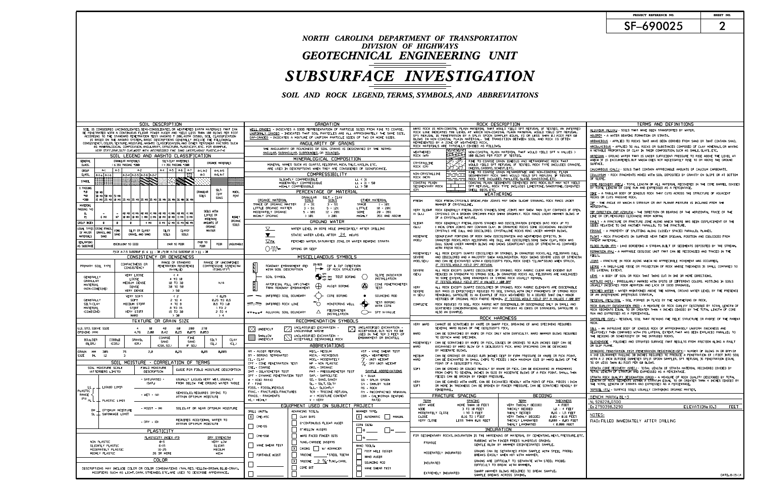| PROJECT REFERENCE NO. | SHEET NO. |
|---|---|
| SF-690025 | 2 |

# NORTH CAROLINA DEPARTMENT OF TRANSPORTATION
## DIVISION OF HIGHWAYS
## GEOTECHNICAL ENGINEERING UNIT

# SUBSURFACE INVESTIGATION

## SOIL AND ROCK LEGEND, TERMS, SYMBOLS, AND ABBREVIATIONS

### SOIL DESCRIPTION

SOIL IS CONSIDERED UNCONSOLIDATED, SEMI-CONSOLIDATED, OR WEATHERED EARTH MATERIALS THAT CAN BE PENETRATED WITH A CONTINUOUS FLIGHT POWER AUGER AND YIELD LESS THAN 100 BLOWS PER FOOT ACCORDING TO THE STANDARD PENETRATION TEST (AASHTO T 206, ASTM D1586). SOIL CLASSIFICATION IS BASED ON THE AASHTO SYSTEM. BASIC DESCRIPTIONS GENERALLY INCLUDE THE FOLLOWING: CONSISTENCY, COLOR, TEXTURE, MOISTURE, AASHTO CLASSIFICATION, AND OTHER PERTINENT FACTORS SUCH AS MINERALOGICAL COMPOSITION, ANGULARITY, STRUCTURE, PLASTICITY, ETC. FOR EXAMPLE,

*VERY STIFF, GRAY, SILTY CLAY, MOIST WITH INTERBEDDED FINE SAND LAYERS, HIGHLY PLASTIC, A-7-6*

### SOIL LEGEND AND AASHTO CLASSIFICATION

| GENERAL CLASS. | GRANULAR MATERIALS (≤ 35% PASSING #200) | | | | | | | SILT-CLAY MATERIALS (> 35% PASSING #200) | | | | ORGANIC MATERIALS | |
|---|---|---|---|---|---|---|---|---|---|---|---|---|---|
| GROUP CLASS. | A-1 | | A-3 | A-2 | | | | A-4 | A-5 | A-6 | A-7 | A-1, A-2, A-3 | A-4, A-5, A-6, A-7 |
| | A-1-a | A-1-b | | A-2-4 | A-2-5 | A-2-6 | A-2-7 | | | | A-7-5 A-7-6 | | |
| SYMBOL | | | | | | | | | | | | | |
| % PASSING #10 | 50 MX | | | | | | | | | | | GRANULAR SOILS | |
| #40 | 30 MX | 50 MX | 51 MN | | | | | | | | | | SILT-CLAY SOILS |
| #200 | 15 MX | 25 MX | 10 MX | 35 MX | 35 MX | 35 MX | 35 MX | 36 MN | 36 MN | 36 MN | 36 MN | | MUCK, PEAT |
| MATERIAL PASSING #40 LL | - | - | - | 40 MX | 41 MN | 40 MX | 41 MN | 40 MX | 41 MN | 40 MX | 41 MN | SOILS WITH LITTLE OR MODERATE AMOUNTS OF ORGANIC MATTER | |
| PI | 6 MX | | NP | 10 MX | 10 MX | 11 MN | 11 MN | 10 MX | 10 MX | 11 MN | 11 MN | | HIGHLY ORGANIC SOILS |
| GROUP INDEX | 0 | | 0 | 0 | | 4 MX | | 8 MX | 12 MX | 16 MX | NO MX | | |
| USUAL TYPES OF MAJOR MATERIALS | STONE FRAGS., GRAVEL AND SAND | | FINE SAND | SILTY OR CLAYEY GRAVEL AND SAND | | | | SILTY SOILS | | CLAYEY SOILS | | | |
| GEN. RATING AS SUBGRADE | EXCELLENT TO GOOD | | | | | | | FAIR TO POOR | | | | FAIR TO POOR / POOR | UNSUITABLE |

PI OF A-7-5 SUBGROUP IS ≤ LL - 30 ; PI OF A-7-6 SUBGROUP IS > LL - 30

### CONSISTENCY OR DENSENESS

| PRIMARY SOIL TYPE | COMPACTNESS OR CONSISTENCY | RANGE OF STANDARD PENETRATION RESISTENCE (N-VALUE) | RANGE OF UNCONFINED COMPRESSIVE STRENGTH (TONS/FT²) |
|---|---|---|---|
| GENERALLY GRANULAR MATERIAL (NON-COHESIVE) | VERY LOOSE | < 4 | N/A |
| | LOOSE | 4 TO 10 | |
| | MEDIUM DENSE | 10 TO 30 | |
| | DENSE | 30 TO 50 | |
| | VERY DENSE | > 50 | |
| GENERALLY SILT-CLAY MATERIAL (COHESIVE) | VERY SOFT | < 2 | < 0.25 |
| | SOFT | 2 TO 4 | 0.25 TO 0.5 |
| | MEDIUM STIFF | 4 TO 8 | 0.5 TO 1.0 |
| | STIFF | 8 TO 15 | 1 TO 2 |
| | VERY STIFF | 15 TO 30 | 2 TO 4 |
| | HARD | > 30 | > 4 |

### TEXTURE OR GRAIN SIZE

| U.S. STD. SIEVE SIZE | | 4 | 10 | 40 | 60 | 200 | 270 |
|---|---|---|---|---|---|---|---|
| OPENING (MM) | | 4.76 | 2.00 | 0.42 | 0.25 | 0.075 | 0.053 |

| BOULDER (BLDR.) | COBBLE (COB.) | GRAVEL (GR.) | COARSE SAND (CSE. SD.) | FINE SAND (F SD.) | SILT (SL.) | CLAY (CL.) |
|---|---|---|---|---|---|---|

GRAIN SIZE MM: 305, 75, 2.0, 0.25, 0.05, 0.005
GRAIN SIZE IN.: 12, 3

### SOIL MOISTURE - CORRELATION OF TERMS

| SOIL MOISTURE SCALE (ATTERBERG LIMITS) | FIELD MOISTURE DESCRIPTION | GUIDE FOR FIELD MOISTURE DESCRIPTION |
|---|---|---|
| LL - LIQUID LIMIT | - SATURATED - (SAT.) | USUALLY LIQUID; VERY WET, USUALLY FROM BELOW THE GROUND WATER TABLE |
| PLASTIC RANGE (PI) PL - PLASTIC LIMIT | - WET - (W) | SEMISOLID; REQUIRES DRYING TO ATTAIN OPTIMUM MOISTURE |
| OM - OPTIMUM MOISTURE; SL - SHRINKAGE LIMIT | - MOIST - (M) | SOLID; AT OR NEAR OPTIMUM MOISTURE |
| | - DRY - (D) | REQUIRES ADDITIONAL WATER TO ATTAIN OPTIMUM MOISTURE |

### PLASTICITY

| | PLASTICITY INDEX (PI) | DRY STRENGTH |
|---|---|---|
| NON PLASTIC | 0-5 | VERY LOW |
| SLIGHTLY PLASTIC | 6-15 | SLIGHT |
| MODERATELY PLASTIC | 16-25 | MEDIUM |
| HIGHLY PLASTIC | 26 OR MORE | HIGH |

### COLOR

DESCRIPTIONS MAY INCLUDE COLOR OR COLOR COMBINATIONS (TAN, RED, YELLOW-BROWN, BLUE-GRAY). MODIFIERS SUCH AS LIGHT, DARK, STREAKED, ETC. ARE USED TO DESCRIBE APPEARANCE.

### GRADATION

WELL GRADED - INDICATES A GOOD REPRESENTATION OF PARTICLE SIZES FROM FINE TO COARSE.
UNIFORMLY GRADED - INDICATES THAT SOIL PARTICLES ARE ALL APPROXIMATELY THE SAME SIZE.
GAP-GRADED - INDICATES A MIXTURE OF UNIFORM PARTICLE SIZES OF TWO OR MORE SIZES.

### ANGULARITY OF GRAINS

THE ANGULARITY OR ROUNDNESS OF SOIL GRAINS IS DESIGNATED BY THE TERMS: ANGULAR, SUBANGULAR, SUBROUNDED, OR ROUNDED.

### MINERALOGICAL COMPOSITION

MINERAL NAMES SUCH AS QUARTZ, FELDSPAR, MICA, TALC, KAOLIN, ETC. ARE USED IN DESCRIPTIONS WHEN THEY ARE CONSIDERED OF SIGNIFICANCE.

### COMPRESSIBILITY

| | |
|---|---|
| SLIGHTLY COMPRESSIBLE | LL < 31 |
| MODERATELY COMPRESSIBLE | LL = 31 - 50 |
| HIGHLY COMPRESSIBLE | LL > 50 |

### PERCENTAGE OF MATERIAL

| ORGANIC MATERIAL | GRANULAR SOILS | SILT - CLAY SOILS | OTHER MATERIAL | |
|---|---|---|---|---|
| TRACE OF ORGANIC MATTER | 2 - 3% | 3 - 5% | TRACE | 1 - 10% |
| LITTLE ORGANIC MATTER | 3 - 5% | 5 - 12% | LITTLE | 10 - 20% |
| MODERATELY ORGANIC | 5 - 10% | 12 - 20% | SOME | 20 - 35% |
| HIGHLY ORGANIC | > 10% | > 20% | HIGHLY | 35% AND ABOVE |

### GROUND WATER

- WATER LEVEL IN BORE HOLE IMMEDIATELY AFTER DRILLING
- STATIC WATER LEVEL AFTER 24 HOURS
- PERCHED WATER, SATURATED ZONE, OR WATER BEARING STRATA
- SPRING OR SEEP

### MISCELLANEOUS SYMBOLS

- ROADWAY EMBANKMENT (RE) WITH SOIL DESCRIPTION
- DIP & DIP DIRECTION OF ROCK STRUCTURES
- SOIL SYMBOL
- SPT / DMT TEST BORING
- SLOPE INDICATOR INSTALLATION
- ARTIFICIAL FILL (AF) OTHER THAN ROADWAY EMBANKMENT
- AUGER BORING
- CONE PENETROMETER TEST
- INFERRED SOIL BOUNDARY
- CORE BORING
- SOUNDING ROD
- INFERRED ROCK LINE
- MONITORING WELL
- TEST BORING WITH CORE
- ALLUVIAL SOIL BOUNDARY
- PIEZOMETER INSTALLATION
- SPT N-VALUE

### RECOMMENDATION SYMBOLS

- UNDERCUT
- UNCLASSIFIED EXCAVATION - UNSUITABLE WASTE
- UNCLASSIFIED EXCAVATION - ACCEPTABLE, BUT NOT TO BE USED IN THE TOP 3 FEET OF EMBANKMENT OR BACKFILL
- SHALLOW UNDERCUT
- UNCLASSIFIED EXCAVATION - ACCEPTABLE DEGRADABLE ROCK

### ABBREVIATIONS

| | | |
|---|---|---|
| AR - AUGER REFUSAL | MED. - MEDIUM | VST - VANE SHEAR TEST |
| BT - BORING TERMINATED | MICA. - MICACEOUS | WEA. - WEATHERED |
| CL. - CLAY | MOD. - MODERATELY | $\gamma$ - UNIT WEIGHT |
| CPT - CONE PENETRATION TEST | NP - NON PLASTIC | $\gamma_d$ - DRY UNIT WEIGHT |
| CSE. - COARSE | ORG. - ORGANIC | |
| DMT - DILATOMETER TEST | PMT - PRESSUREMETER TEST | SAMPLE ABBREVIATIONS |
| DPT - DYNAMIC PENETRATION TEST | SAP. - SAPROLITIC | S - BULK |
| e - VOID RATIO | SD. - SAND, SANDY | SS - SPLIT SPOON |
| F - FINE | SL. - SILT, SILTY | ST - SHELBY TUBE |
| FOSS. - FOSSILIFEROUS | SLI. - SLIGHTLY | RS - ROCK |
| FRAC. - FRACTURED, FRACTURES | TCR - TRICONE REFUSAL | RT - RECOMPACTED TRIAXIAL |
| FRAGS. - FRAGMENTS | w - MOISTURE CONTENT | CBR - CALIFORNIA BEARING RATIO |
| HI. - HIGHLY | V - VERY | |

### EQUIPMENT USED ON SUBJECT PROJECT

| DRILL UNITS: | ADVANCING TOOLS: | HAMMER TYPE: |
|---|---|---|
| [X] CME-45C | [ ] CLAY BITS | [X] AUTOMATIC [ ] MANUAL |
| [ ] CME-55 | [ ] 6" CONTINUOUS FLIGHT AUGER | CORE SIZE: [ ] -B [ ] -H |
| [ ] CME-550 | [ ] 8" HOLLOW AUGERS | [ ] -N |
| [ ] VANE SHEAR TEST | [ ] HARD FACED FINGER BITS | HAND TOOLS: |
| [ ] PORTABLE HOIST | [ ] TUNG.-CARBIDE INSERTS | [ ] POST HOLE DIGGER |
| | [X] CASING [ ] W/ ADVANCER | [ ] HAND AUGER |
| | [ ] TRICONE ___ " STEEL TEETH | [ ] SOUNDING ROD |
| | [X] TRICONE 2 15/16 " TUNG.-CARB. | [ ] VANE SHEAR TEST |
| | [ ] CORE BIT | |

### ROCK DESCRIPTION

HARD ROCK IS NON-COASTAL PLAIN MATERIAL THAT WOULD YIELD SPT REFUSAL IF TESTED. AN INFERRED ROCK LINE INDICATES THE LEVEL AT WHICH NON-COASTAL PLAIN MATERIAL WOULD YIELD SPT REFUSAL. SPT REFUSAL IS PENETRATION BY A SPLIT SPOON SAMPLER EQUAL TO OR LESS THAN 0.1 FOOT PER 60 BLOWS. IN NON-COASTAL PLAIN MATERIAL, THE TRANSITION BETWEEN SOIL AND ROCK IS OFTEN REPRESENTED BY A ZONE OF WEATHERED ROCK.
ROCK MATERIALS ARE TYPICALLY DIVIDED AS FOLLOWS:

| | |
|---|---|
| WEATHERED ROCK (WR) | NON-COASTAL PLAIN MATERIAL THAT WOULD YIELD SPT N VALUES > 100 BLOWS PER FOOT IF TESTED. |
| CRYSTALLINE ROCK (CR) | FINE TO COARSE GRAIN IGNEOUS AND METAMORPHIC ROCK THAT WOULD YIELD SPT REFUSAL IF TESTED. ROCK TYPE INCLUDES GRANITE, GNEISS, GABBRO, SCHIST, ETC. |
| NON-CRYSTALLINE ROCK (NCR) | FINE TO COARSE GRAIN METAMORPHIC AND NON-COASTAL PLAIN SEDIMENTARY ROCK THAT WOULD YIELD SPT REFUSAL IF TESTED. ROCK TYPE INCLUDES PHYLLITE, SLATE, SANDSTONE, ETC. |
| COASTAL PLAIN SEDIMENTARY ROCK (CP) | COASTAL PLAIN SEDIMENTS CEMENTED INTO ROCK, BUT MAY NOT YIELD SPT REFUSAL. ROCK TYPE INCLUDES LIMESTONE, SANDSTONE, CEMENTED SHELL BEDS, ETC. |

### WEATHERING

| | |
|---|---|
| FRESH | ROCK FRESH, CRYSTALS BRIGHT, FEW JOINTS MAY SHOW SLIGHT STAINING. ROCK RINGS UNDER HAMMER IF CRYSTALLINE. |
| VERY SLIGHT (V SLI.) | ROCK GENERALLY FRESH, JOINTS STAINED, SOME JOINTS MAY SHOW THIN CLAY COATINGS IF OPEN, CRYSTALS ON A BROKEN SPECIMEN FACE SHINE BRIGHTLY. ROCK RINGS UNDER HAMMER BLOWS IF OF A CRYSTALLINE NATURE. |
| SLIGHT (SLI.) | ROCK GENERALLY FRESH, JOINTS STAINED AND DISCOLORATION EXTENDS INTO ROCK UP TO 1 INCH. OPEN JOINTS MAY CONTAIN CLAY. IN GRANITOID ROCKS SOME OCCASIONAL FELDSPAR CRYSTALS ARE DULL AND DISCOLORED. CRYSTALLINE ROCKS RING UNDER HAMMER BLOWS. |
| MODERATE (MOD.) | SIGNIFICANT PORTIONS OF ROCK SHOW DISCOLORATION AND WEATHERING EFFECTS. IN GRANITOID ROCKS, MOST FELDSPARS ARE DULL AND DISCOLORED, SOME SHOW CLAY. ROCK HAS DULL SOUND UNDER HAMMER BLOWS AND SHOWS SIGNIFICANT LOSS OF STRENGTH AS COMPARED WITH FRESH ROCK. |
| MODERATELY SEVERE (MOD. SEV.) | ALL ROCK EXCEPT QUARTZ DISCOLORED OR STAINED. IN GRANITOID ROCKS, ALL FELDSPARS DULL AND DISCOLORED AND A MAJORITY SHOW KAOLINIZATION. ROCK SHOWS SEVERE LOSS OF STRENGTH AND CAN BE EXCAVATED WITH A GEOLOGIST'S PICK. ROCK GIVES "CLUNK" SOUND WHEN STRUCK. *IF TESTED, WOULD YIELD SPT REFUSAL* |
| SEVERE (SEV.) | ALL ROCK EXCEPT QUARTZ DISCOLORED OR STAINED. ROCK FABRIC CLEAR AND EVIDENT BUT REDUCED IN STRENGTH TO STRONG SOIL. IN GRANITOID ROCKS ALL FELDSPARS ARE KAOLINIZED TO SOME EXTENT. SOME FRAGMENTS OF STRONG ROCK USUALLY REMAIN. *IF TESTED, WOULD YIELD SPT N VALUES > 100 BPF* |
| VERY SEVERE (V SEV.) | ALL ROCK EXCEPT QUARTZ DISCOLORED OR STAINED. ROCK FABRIC ELEMENTS ARE DISCERNIBLE BUT MASS IS EFFECTIVELY REDUCED TO SOIL STATUS, WITH ONLY FRAGMENTS OF STRONG ROCK REMAINING. SAPROLITE IS AN EXAMPLE OF ROCK WEATHERED TO A DEGREE THAT ONLY MINOR VESTIGES OF ORIGINAL ROCK FABRIC REMAIN. *IF TESTED, WOULD YIELD SPT N VALUES < 100 BPF* |
| COMPLETE | ROCK REDUCED TO SOIL. ROCK FABRIC NOT DISCERNIBLE, OR DISCERNIBLE ONLY IN SMALL AND SCATTERED CONCENTRATIONS. QUARTZ MAY BE PRESENT AS DIKES OR STRINGERS. SAPROLITE IS ALSO AN EXAMPLE. |

### ROCK HARDNESS

| | |
|---|---|
| VERY HARD | CANNOT BE SCRATCHED BY KNIFE OR SHARP PICK. BREAKING OF HAND SPECIMENS REQUIRES SEVERAL HARD BLOWS OF THE GEOLOGIST'S PICK. |
| HARD | CAN BE SCRATCHED BY KNIFE OR PICK ONLY WITH DIFFICULTY. HARD HAMMER BLOWS REQUIRED TO DETACH HAND SPECIMEN. |
| MODERATELY HARD | CAN BE SCRATCHED BY KNIFE OR PICK. GOUGES OR GROOVES TO 0.25 INCHES DEEP CAN BE EXCAVATED BY HARD BLOW OF A GEOLOGIST'S PICK. HAND SPECIMENS CAN BE DETACHED BY MODERATE BLOWS. |
| MEDIUM HARD | CAN BE GROOVED OR GOUGED 0.05 INCHES DEEP BY FIRM PRESSURE OF KNIFE OR PICK POINT. CAN BE EXCAVATED IN SMALL CHIPS TO PIECES 1 INCH MAXIMUM SIZE BY HARD BLOWS OF THE POINT OF A GEOLOGIST'S PICK. |
| SOFT | CAN BE GROVED OR GOUGED READILY BY KNIFE OR PICK. CAN BE EXCAVATED IN FRAGMENTS FROM CHIPS TO SEVERAL INCHES IN SIZE BY MODERATE BLOWS OF A PICK POINT. SMALL, THIN PIECES CAN BE BROKEN BY FINGER PRESSURE. |
| VERY SOFT | CAN BE CARVED WITH KNIFE. CAN BE EXCAVATED READILY WITH POINT OF PICK. PIECES 1 INCH OR MORE IN THICKNESS CAN BE BROKEN BY FINGER PRESSURE. CAN BE SCRATCHED READILY BY FINGERNAIL. |

### FRACTURE SPACING / BEDDING

| TERM | SPACING | TERM | THICKNESS |
|---|---|---|---|
| VERY WIDE | MORE THAN 10 FEET | VERY THICKLY BEDDED | 4 FEET |
| WIDE | 3 TO 10 FEET | THICKLY BEDDED | 1.5 - 4 FEET |
| MODERATELY CLOSE | 1 TO 3 FEET | THINLY BEDDED | 0.16 - 1.5 FEET |
| CLOSE | 0.16 TO 1 FOOT | VERY THINLY BEDDED | 0.03 - 0.16 FEET |
| VERY CLOSE | LESS THAN 0.16 FEET | THICKLY LAMINATED | 0.008 - 0.03 FEET |
| | | THINLY LAMINATED | < 0.008 FEET |

### INDURATION

FOR SEDIMENTARY ROCKS, INDURATION IS THE HARDENING OF MATERIAL BY CEMENTING, HEAT, PRESSURE, ETC.

| | |
|---|---|
| FRIABLE | RUBBING WITH FINGER FREES NUMEROUS GRAINS; GENTLE BLOW BY HAMMER DISINTEGRATES SAMPLE. |
| MODERATELY INDURATED | GRAINS CAN BE SEPARATED FROM SAMPLE WITH STEEL PROBE; BREAKS EASILY WHEN HIT WITH HAMMER. |
| INDURATED | GRAINS ARE DIFFICULT TO SEPARATE WITH STEEL PROBE; DIFFICULT TO BREAK WITH HAMMER. |
| EXTREMELY INDURATED | SHARP HAMMER BLOWS REQUIRED TO BREAK SAMPLE; SAMPLE BREAKS ACROSS GRAINS. |

### TERMS AND DEFINITIONS

ALLUVIUM (ALLUV.) - SOILS THAT HAVE BEEN TRANSPORTED BY WATER.

AQUIFER - A WATER BEARING FORMATION OR STRATA.

ARENACEOUS - APPLIED TO ROCKS THAT HAVE BEEN DERIVED FROM SAND OR THAT CONTAIN SAND.

ARGILLACEOUS - APPLIED TO ALL ROCKS OR SUBSTANCES COMPOSED OF CLAY MINERALS, OR HAVING A NOTABLE PROPORTION OF CLAY IN THEIR COMPOSITION, SUCH AS SHALE, SLATE, ETC.

ARTESIAN - GROUND WATER THAT IS UNDER SUFFICIENT PRESSURE TO RISE ABOVE THE LEVEL AT WHICH IT IS ENCOUNTERED, BUT WHICH DOES NOT NECESSARILY RISE TO OR ABOVE THE GROUND SURFACE.

CALCAREOUS (CALC.) - SOILS THAT CONTAIN APPRECIABLE AMOUNTS OF CALCIUM CARBONATE.

COLLUVIUM - ROCK FRAGMENTS MIXED WITH SOIL DEPOSITED BY GRAVITY ON SLOPE OR AT BOTTOM OF SLOPE.

CORE RECOVERY (REC.) - TOTAL LENGTH OF ALL MATERIAL RECOVERED IN THE CORE BARREL DIVIDED BY TOTAL LENGTH OF CORE RUN AND EXPRESSED AS A PERCENTAGE.

DIKE - A TABULAR BODY OF IGNEOUS ROCK THAT CUTS ACROSS THE STRUCTURE OF ADJACENT ROCKS OR CUTS MASSIVE ROCK.

DIP - THE ANGLE AT WHICH A STRATUM OR ANY PLANAR FEATURE IS INCLINED FROM THE HORIZONTAL.

DIP DIRECTION (DIP AZIMUTH) - THE DIRECTION OR BEARING OF THE HORIZONTAL TRACE OF THE LINE OF DIP, MEASURED CLOCKWISE FROM NORTH.

FAULT - A FRACTURE OR FRACTURE ZONE ALONG WHICH THERE HAS BEEN DISPLACEMENT OF THE SIDES RELATIVE TO ONE ANOTHER PARALLEL TO THE FRACTURE.

FISSILE - A PROPERTY OF SPLITTING ALONG CLOSELY SPACED PARALLEL PLANES.

FLOAT - ROCK FRAGMENTS ON SURFACE NEAR THEIR ORIGINAL POSITION AND DISLODGED FROM PARENT MATERIAL.

FLOOD PLAIN (FP) - LAND BORDERING A STREAM, BUILT OF SEDIMENTS DEPOSITED BY THE STREAM.

FORMATION (FM.) - A MAPPABLE GEOLOGIC UNIT THAT CAN BE RECOGNIZED AND TRACED IN THE FIELD.

JOINT - FRACTURE IN ROCK ALONG WHICH NO APPRECIABLE MOVEMENT HAS OCCURRED.

LEDGE - A SHELF-LIKE RIDGE OR PROJECTION OF ROCK WHOSE THICKNESS IS SMALL COMPARED TO ITS LATERAL EXTENT.

LENS - A BODY OF SOIL OR ROCK THAT THINS OUT IN ONE OR MORE DIRECTIONS.

MOTTLED (MOT.) - IRREGULARLY MARKED WITH SPOTS OF DIFFERENT COLORS. MOTTLING IN SOILS USUALLY INDICATES POOR AERATION AND LACK OF GOOD DRAINAGE.

PERCHED WATER - WATER MAINTAINED ABOVE THE NORMAL GROUND WATER LEVEL BY THE PRESENCE OF AN INTERVENING IMPERVIOUS STRATUM.

RESIDUAL (RES.) SOIL - SOIL FORMED IN PLACE BY THE WEATHERING OF ROCK.

ROCK QUALITY DESIGNATION (RQD) - A MEASURE OF ROCK QUALITY DESCRIBED BY TOTAL LENGTH OF ROCK SEGMENTS EQUAL TO OR GREATER THAN 4 INCHES DIVIDED BY THE TOTAL LENGTH OF CORE RUN AND EXPRESSED AS A PERCENTAGE.

SAPROLITE (SAP.) - RESIDUAL SOIL THAT RETAINS THE RELIC STRUCTURE OR FABRIC OF THE PARENT ROCK.

SILL - AN INTRUSIVE BODY OF IGNEOUS ROCK OF APPROXIMATELY UNIFORM THICKNESS AND RELATIVELY THIN COMPARED WITH ITS LATERAL EXTENT, THAT HAS BEEN EMPLACED PARALLEL TO THE BEDDING OR SCHISTOSITY OF THE INTRUDED ROCKS.

SLICKENSIDE - POLISHED AND STRIATED SURFACE THAT RESULTS FROM FRICTION ALONG A FAULT OR SLIP PLANE.

STANDARD PENETRATION TEST (PENETRATION RESISTANCE) (SPT) - NUMBER OF BLOWS (N OR BPF) OF A 140 LB. HAMMER FALLING 30 INCHES REQUIRED TO PRODUCE A PENETRATION OF 1 FOOT INTO SOIL WITH A 2 INCH OUTSIDE DIAMETER SPLIT SPOON SAMPLER. SPT REFUSAL IS PENETRATION EQUAL TO OR LESS THAN 0.1 FOOT PER 60 BLOWS.

STRATA CORE RECOVERY (SREC.) - TOTAL LENGTH OF STRATA MATERIAL RECOVERED DIVIDED BY TOTAL LENGTH OF STRATUM AND EXPRESSED AS A PERCENTAGE.

STRATA ROCK QUALITY DESIGNATION (SRQD) - A MEASURE OF ROCK QUALITY DESCRIBED BY TOTAL LENGTH OF ROCK SEGMENTS WITHIN A STRATUM EQUAL TO OR GREATER THAN 4 INCHES DIVIDED BY THE TOTAL LENGTH OF STRATUM AND EXPRESSED AS A PERCENTAGE.

TOPSOIL (TS.) - SURFACE SOILS USUALLY CONTAINING ORGANIC MATTER.

BENCH MARK: BL-3
N: 928228.0300
E: 2790398.3290
ELEVATION: 10.3 FEET

NOTES:

FIAD: FILLED IMMEDIATELY AFTER DRILLING

DATE: 8-15-14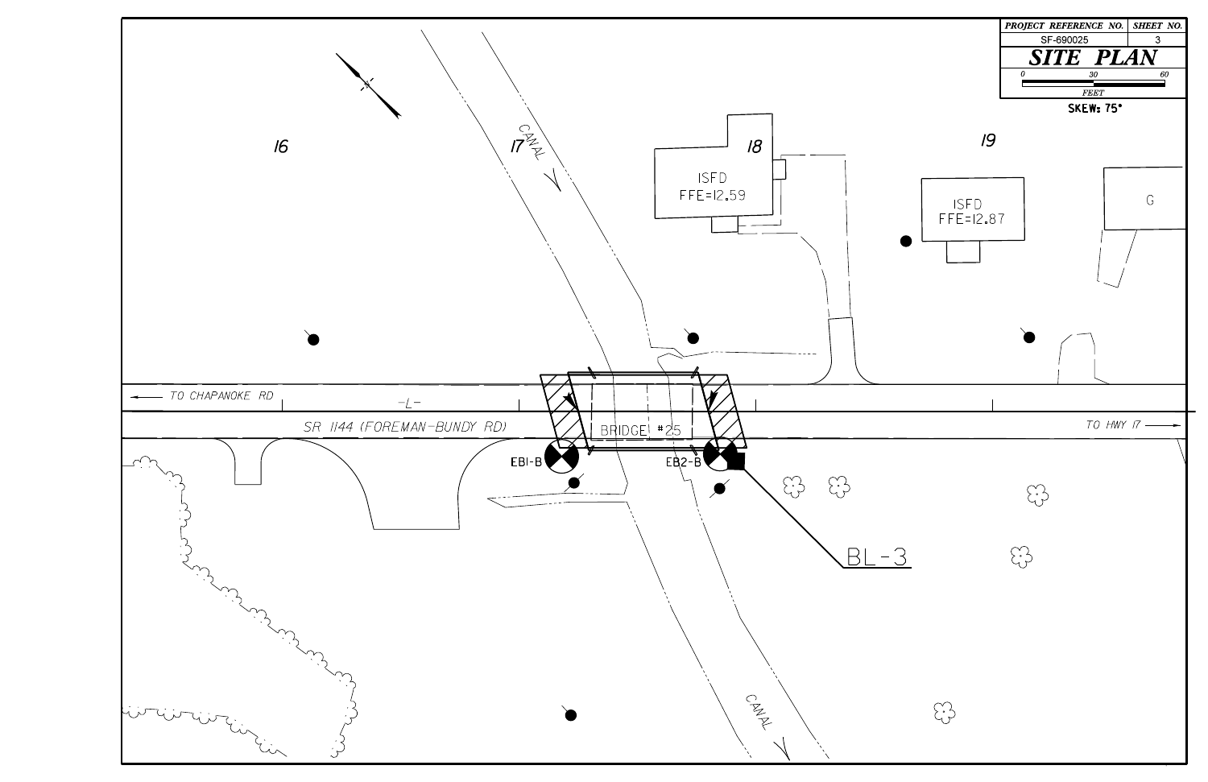| PROJECT REFERENCE NO. | SHEET NO. |
| --- | --- |
| SF-690025 | 3 |

# SITE PLAN

0 30 60
FEET

SKEW: 75°

16

17

CANAL

18

ISFD
FFE=12.59

19

ISFD
FFE=12.87

G

TO CHAPANOKE RD

-L-

SR 1144 (FOREMAN-BUNDY RD)

BRIDGE #25

TO HWY 17

EB1-B

EB2-B

BL-3

CANAL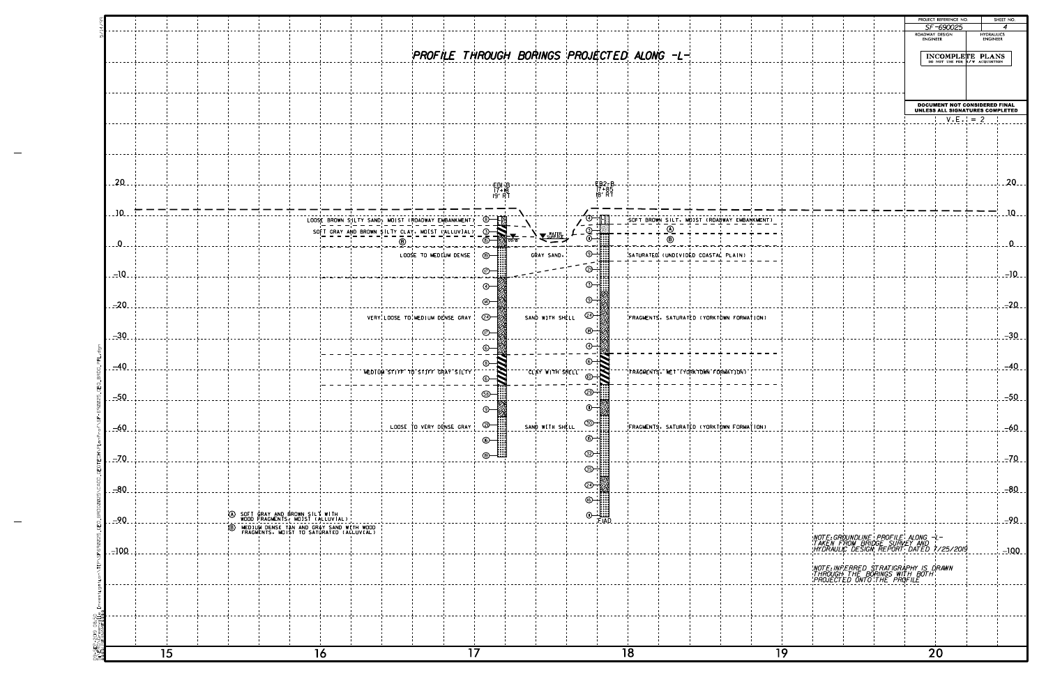# PROFILE THROUGH BORINGS PROJECTED ALONG -L-

PROJECT REFERENCE NO. SF-690025 | SHEET NO. 4

ROADWAY DESIGN ENGINEER | HYDRAULICS ENGINEER

INCOMPLETE PLANS — DO NOT USE FOR R/W ACQUISITION

DOCUMENT NOT CONSIDERED FINAL UNLESS ALL SIGNATURES COMPLETED

V.E. = 2

EB1-B
17+16
19' RT

EB2-B
17+85
18' RT

LOOSE BROWN SILTY SAND, MOIST (ROADWAY EMBANKMENT)

SOFT BROWN SILT, MOIST (ROADWAY EMBANKMENT)

SOFT GRAY AND BROWN SILTY CLAY, MOIST (ALLUVIAL)

Ⓐ

Ⓑ

WATER SURFACE

LOOSE TO MEDIUM DENSE GRAY SAND, SATURATED (UNDIVIDED COASTAL PLAIN)

VERY LOOSE TO MEDIUM DENSE GRAY SAND WITH SHELL FRAGMENTS, SATURATED (YORKTOWN FORMATION)

MEDIUM STIFF TO STIFF GRAY SILTY CLAY WITH SHELL FRAGMENTS, WET (YORKTOWN FORMATION)

LOOSE TO VERY DENSE GRAY SAND WITH SHELL FRAGMENTS, SATURATED (YORKTOWN FORMATION)

EB1-B blow counts: 8, 3, 8, 8, 7, 4, 14, 24, 17, 6, 8, 6, 58, 9, 21, 16, 18

EB2-B blow counts: 4, 3, 0, 9, 20, 9, 9, 24, 14, 4, 8, 10, 29, 8, 30, 6, 32, 35, 24, 16, 8

F.I.A.D.

Ⓐ SOFT GRAY AND BROWN SILT WITH WOOD FRAGMENTS, MOIST (ALLUVIAL)

Ⓑ MEDIUM DENSE TAN AND GRAY SAND WITH WOOD FRAGMENTS, MOIST TO SATURATED (ALLUVIAL)

NOTE: GROUNDLINE PROFILE ALONG -L- TAKEN FROM BRIDGE SURVEY AND HYDRAULIC DESIGN REPORT DATED 7/25/2019

NOTE: INFERRED STRATIGRAPHY IS DRAWN THROUGH THE BORINGS WITH BOTH PROJECTED ONTO THE PROFILE

Elevations: 20, 10, 0, -10, -20, -30, -40, -50, -60, -70, -80, -90, -100

Stations: 15, 16, 17, 18, 19, 20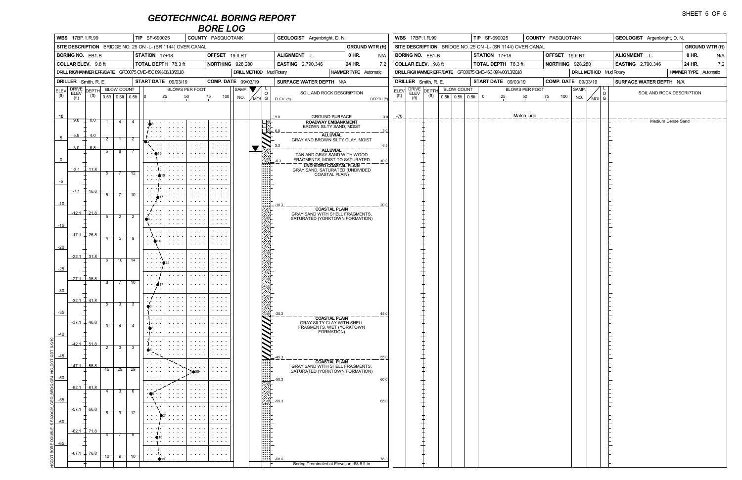# GEOTECHNICAL BORING REPORT
## BORE LOG

| | | | | |
|---|---|---|---|---|
| **WBS** 17BP.1.R.99 | **TIP** SF-690025 | **COUNTY** PASQUOTANK | **GEOLOGIST** Argenbright, D. N. | |
| **SITE DESCRIPTION** BRIDGE NO. 25 ON -L- (SR 1144) OVER CANAL | | | | **GROUND WTR (ft)** |
| **BORING NO.** EB1-B | **STATION** 17+18 | **OFFSET** 19 ft RT | **ALIGNMENT** -L- | **0 HR.** N/A |
| **COLLAR ELEV.** 9.8 ft | **TOTAL DEPTH** 78.3 ft | **NORTHING** 928,280 | **EASTING** 2,790,346 | **24 HR.** 7.2 |
| **DRILL RIG/HAMMER EFF./DATE** GFO0075 CME-45C 89% 08/13/2018 | | **DRILL METHOD** Mud Rotary | | **HAMMER TYPE** Automatic |
| **DRILLER** Smith, R. E. | **START DATE** 09/03/19 | **COMP. DATE** 09/03/19 | **SURFACE WATER DEPTH** N/A | |

| DRIVE ELEV (ft) | DEPTH (ft) | 0.5ft | 0.5ft | 0.5ft | BLOWS PER FOOT |
|---|---|---|---|---|---|
| 9.8 | 0.0 | 1 | 4 | 4 | 8 |
| 5.8 | 4.0 | 2 | 1 | 2 | 3 |
| 3.0 | 6.8 | 6 | 8 | 7 | 15 |
| -2.1 | 11.8 | 5 | 7 | 12 | 19 |
| -7.1 | 16.8 | 5 | 7 | 10 | 17 |
| -12.1 | 21.8 | 5 | 2 | 2 | 4 |
| -17.1 | 26.8 | 4 | 5 | 9 | 14 |
| -22.1 | 31.8 | 6 | 10 | 14 | 24 |
| -27.1 | 36.8 | 8 | 7 | 10 | 17 |
| -32.1 | 41.8 | 5 | 3 | 3 | 6 |
| -37.1 | 46.8 | 3 | 4 | 4 | 8 |
| -42.1 | 51.8 | 2 | 3 | 3 | 6 |
| -47.1 | 56.8 | 16 | 29 | 29 | 58 |
| -52.1 | 61.8 | 4 | 3 | 6 | 9 |
| -57.1 | 66.8 | 5 | 9 | 12 | 21 |
| -62.1 | 71.8 | 4 | 7 | 9 | 16 |
| -67.1 | 76.8 | 10 | 9 | 10 | 19 |

### SOIL AND ROCK DESCRIPTION

| ELEV. (ft) | Description | DEPTH (ft) |
|---|---|---|
| 9.8 | GROUND SURFACE | 0.0 |
| | **ROADWAY EMBANKMENT** BROWN SILTY SAND, MOIST | |
| 6.8 | **ALLUVIAL** GRAY AND BROWN SILTY CLAY, MOIST | 3.0 |
| 3.3 | **ALLUVIAL** TAN AND GRAY SAND WITH WOOD FRAGMENTS, MOIST TO SATURATED | 6.5 |
| -0.3 | **UNDIVIDED COASTAL PLAIN** GRAY SAND, SATURATED (UNDIVIDED COASTAL PLAIN) | 10.0 |
| -10.3 | **COASTAL PLAIN** GRAY SAND WITH SHELL FRAGMENTS, SATURATED (YORKTOWN FORMATION) | 20.0 |
| -35.3 | **COASTAL PLAIN** GRAY SILTY CLAY WITH SHELL FRAGMENTS, WET (YORKTOWN FORMATION) | 45.0 |
| -45.3 | **COASTAL PLAIN** GRAY SAND WITH SHELL FRAGMENTS, SATURATED (YORKTOWN FORMATION) | 55.0 |
| -50.3 | | 60.0 |
| -55.3 | | 65.0 |
| -68.6 | Boring Terminated at Elevation -68.6 ft in Medium Dense Sand | 78.3 |

Match Line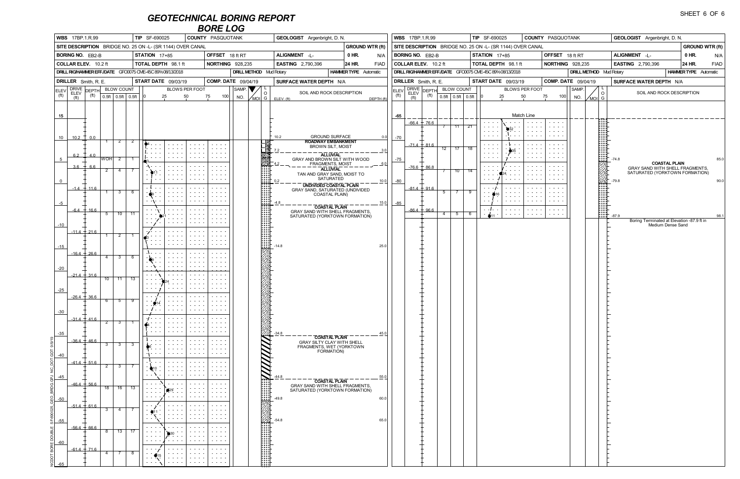# GEOTECHNICAL BORING REPORT

## BORE LOG

| | | | | | |
|---|---|---|---|---|---|
| **WBS** 17BP.1.R.99 | **TIP** SF-690025 | **COUNTY** PASQUOTANK | **GEOLOGIST** Argenbright, D. N. | | |
| **SITE DESCRIPTION** BRIDGE NO. 25 ON -L- (SR 1144) OVER CANAL | | | | **GROUND WTR (ft)** | |
| **BORING NO.** EB2-B | **STATION** 17+85 | **OFFSET** 18 ft RT | **ALIGNMENT** -L- | **0 HR.** | N/A |
| **COLLAR ELEV.** 10.2 ft | **TOTAL DEPTH** 98.1 ft | **NORTHING** 928,235 | **EASTING** 2,790,396 | **24 HR.** | FIAD |
| **DRILL RIG/HAMMER EFF./DATE** GFO0075 CME-45C 89% 08/13/2018 | | **DRILL METHOD** Mud Rotary | | **HAMMER TYPE** Automatic | |
| **DRILLER** Smith, R. E. | **START DATE** 09/03/19 | **COMP. DATE** 09/04/19 | **SURFACE WATER DEPTH** N/A | | |

| DRIVE ELEV (ft) | DEPTH (ft) | BLOW COUNT 0.5ft | 0.5ft | 0.5ft | BLOWS PER FOOT |
|---|---|---|---|---|---|
| 10.2 | 0.0 | 1 | 2 | 2 | 4 |
| 6.2 | 4.0 | WOH | 2 | 1 | 3 |
| 3.6 | 6.6 | 2 | 4 | 7 | 11 |
| -1.4 | 11.6 | 1 | 3 | 6 | 9 |
| -6.4 | 16.6 | 5 | 10 | 11 | 21 |
| -11.4 | 21.6 | 1 | 2 | 1 | 3 |
| -16.4 | 26.6 | 4 | 3 | 6 | 9 |
| -21.4 | 31.6 | 10 | 11 | 13 | 24 |
| -26.4 | 36.6 | 6 | 5 | 9 | 14 |
| -31.4 | 41.6 | 2 | 3 | 1 | 4 |
| -36.4 | 46.6 | 3 | 3 | 3 | 6 |
| -41.4 | 51.6 | 2 | 3 | 7 | 10 |
| -46.4 | 56.6 | 18 | 16 | 13 | 29 |
| -51.4 | 61.6 | 3 | 4 | 7 | 11 |
| -56.4 | 66.6 | 8 | 13 | 17 | 30 |
| -61.4 | 71.6 | 4 | 7 | 8 | 15 |
| -66.4 | 76.6 | 7 | 11 | 21 | 32 |
| -71.4 | 81.6 | 12 | 17 | 18 | 35 |
| -76.6 | 86.8 | 7 | 10 | 14 | 24 |
| -81.4 | 91.6 | 5 | 7 | 9 | 16 |
| -86.4 | 96.6 | 4 | 5 | 6 | 11 |

### SOIL AND ROCK DESCRIPTION

| ELEV. (ft) | DESCRIPTION | DEPTH (ft) |
|---|---|---|
| 10.2 | GROUND SURFACE | 0.0 |
| | **ROADWAY EMBANKMENT** BROWN SILT, MOIST | |
| 7.2 | | 3.0 |
| | **ALLUVIAL** GRAY AND BROWN SILT WITH WOOD FRAGMENTS, MOIST | |
| 4.2 | | 6.0 |
| | **ALLUVIAL** TAN AND GRAY SAND, MOIST TO SATURATED | |
| 0.2 | | 10.0 |
| | **UNDIVIDED COASTAL PLAIN** GRAY SAND, SATURATED (UNDIVIDED COASTAL PLAIN) | |
| -4.8 | | 15.0 |
| | **COASTAL PLAIN** GRAY SAND WITH SHELL FRAGMENTS, SATURATED (YORKTOWN FORMATION) | |
| -14.8 | | 25.0 |
| -34.8 | | 45.0 |
| | **COASTAL PLAIN** GRAY SILTY CLAY WITH SHELL FRAGMENTS, WET (YORKTOWN FORMATION) | |
| -44.8 | | 55.0 |
| | **COASTAL PLAIN** GRAY SAND WITH SHELL FRAGMENTS, SATURATED (YORKTOWN FORMATION) | |
| -49.8 | | 60.0 |
| -54.8 | | 65.0 |
| -74.8 | | 85.0 |
| | **COASTAL PLAIN** GRAY SAND WITH SHELL FRAGMENTS, SATURATED (YORKTOWN FORMATION) | |
| -79.8 | | 90.0 |
| -87.9 | | 98.1 |
| | Boring Terminated at Elevation -87.9 ft in Medium Dense Sand | |

Match Line